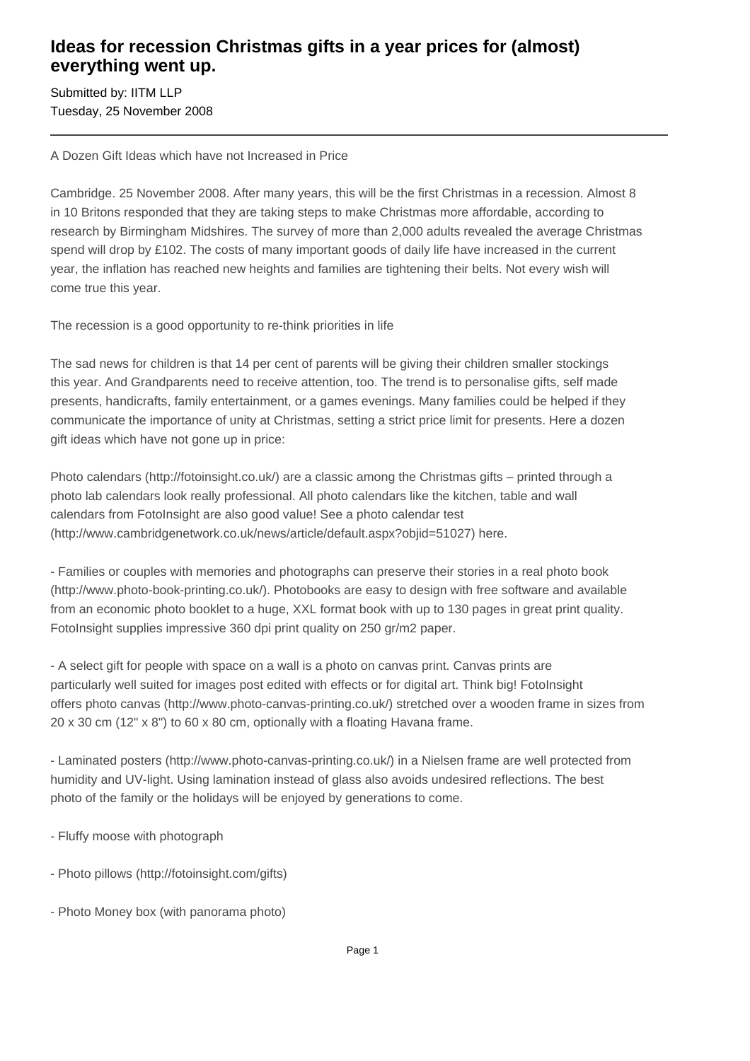# Ideas for recession Christmas gifts in a year prices for (almost) everything went up.

Submitted by: IITM LLP
Tuesday, 25 November 2008

---

A Dozen Gift Ideas which have not Increased in Price

Cambridge. 25 November 2008. After many years, this will be the first Christmas in a recession. Almost 8 in 10 Britons responded that they are taking steps to make Christmas more affordable, according to research by Birmingham Midshires. The survey of more than 2,000 adults revealed the average Christmas spend will drop by £102. The costs of many important goods of daily life have increased in the current year, the inflation has reached new heights and families are tightening their belts. Not every wish will come true this year.

The recession is a good opportunity to re-think priorities in life

The sad news for children is that 14 per cent of parents will be giving their children smaller stockings this year. And Grandparents need to receive attention, too. The trend is to personalise gifts, self made presents, handicrafts, family entertainment, or a games evenings. Many families could be helped if they communicate the importance of unity at Christmas, setting a strict price limit for presents. Here a dozen gift ideas which have not gone up in price:

Photo calendars (http://fotoinsight.co.uk/) are a classic among the Christmas gifts – printed through a photo lab calendars look really professional. All photo calendars like the kitchen, table and wall calendars from FotoInsight are also good value! See a photo calendar test (http://www.cambridgenetwork.co.uk/news/article/default.aspx?objid=51027) here.

- Families or couples with memories and photographs can preserve their stories in a real photo book (http://www.photo-book-printing.co.uk/). Photobooks are easy to design with free software and available from an economic photo booklet to a huge, XXL format book with up to 130 pages in great print quality. FotoInsight supplies impressive 360 dpi print quality on 250 gr/m2 paper.

- A select gift for people with space on a wall is a photo on canvas print. Canvas prints are particularly well suited for images post edited with effects or for digital art. Think big! FotoInsight offers photo canvas (http://www.photo-canvas-printing.co.uk/) stretched over a wooden frame in sizes from 20 x 30 cm (12" x 8") to 60 x 80 cm, optionally with a floating Havana frame.

- Laminated posters (http://www.photo-canvas-printing.co.uk/) in a Nielsen frame are well protected from humidity and UV-light. Using lamination instead of glass also avoids undesired reflections. The best photo of the family or the holidays will be enjoyed by generations to come.

- Fluffy moose with photograph

- Photo pillows (http://fotoinsight.com/gifts)

- Photo Money box (with panorama photo)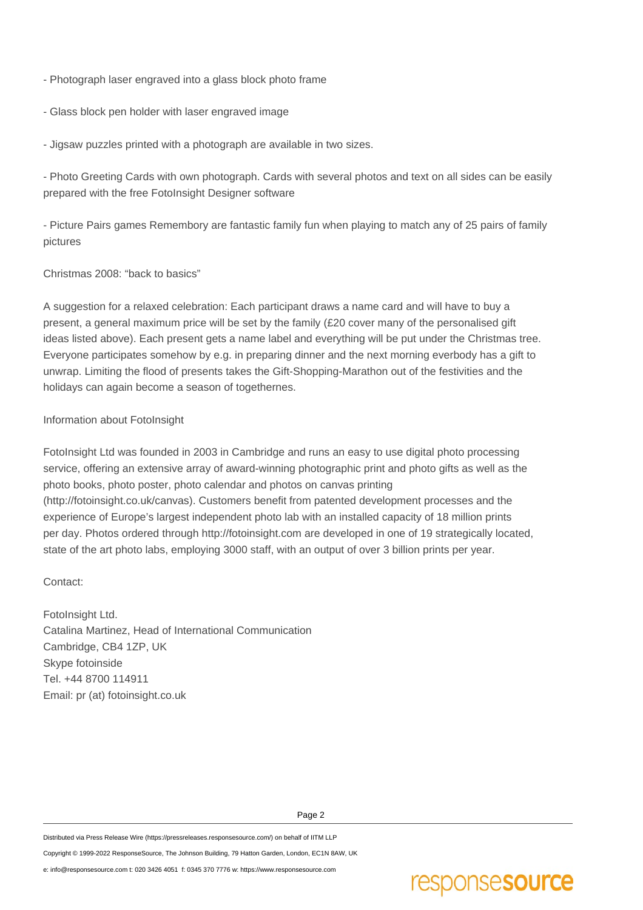- Photograph laser engraved into a glass block photo frame

- Glass block pen holder with laser engraved image

- Jigsaw puzzles printed with a photograph are available in two sizes.

- Photo Greeting Cards with own photograph. Cards with several photos and text on all sides can be easily prepared with the free FotoInsight Designer software

- Picture Pairs games Remembory are fantastic family fun when playing to match any of 25 pairs of family pictures

Christmas 2008: “back to basics”

A suggestion for a relaxed celebration: Each participant draws a name card and will have to buy a present, a general maximum price will be set by the family (£20 cover many of the personalised gift ideas listed above). Each present gets a name label and everything will be put under the Christmas tree. Everyone participates somehow by e.g. in preparing dinner and the next morning everbody has a gift to unwrap. Limiting the flood of presents takes the Gift-Shopping-Marathon out of the festivities and the holidays can again become a season of togethernes.

Information about FotoInsight

FotoInsight Ltd was founded in 2003 in Cambridge and runs an easy to use digital photo processing service, offering an extensive array of award-winning photographic print and photo gifts as well as the photo books, photo poster, photo calendar and photos on canvas printing (http://fotoinsight.co.uk/canvas). Customers benefit from patented development processes and the experience of Europe’s largest independent photo lab with an installed capacity of 18 million prints per day. Photos ordered through http://fotoinsight.com are developed in one of 19 strategically located, state of the art photo labs, employing 3000 staff, with an output of over 3 billion prints per year.

Contact:

FotoInsight Ltd.
Catalina Martinez, Head of International Communication
Cambridge, CB4 1ZP, UK
Skype fotoinside
Tel. +44 8700 114911
Email: pr (at) fotoinsight.co.uk

Distributed via Press Release Wire (https://pressreleases.responsesource.com/) on behalf of IITM LLP

Copyright © 1999-2022 ResponseSource, The Johnson Building, 79 Hatton Garden, London, EC1N 8AW, UK

e: info@responsesource.com t: 020 3426 4051 f: 0345 370 7776 w: https://www.responsesource.com